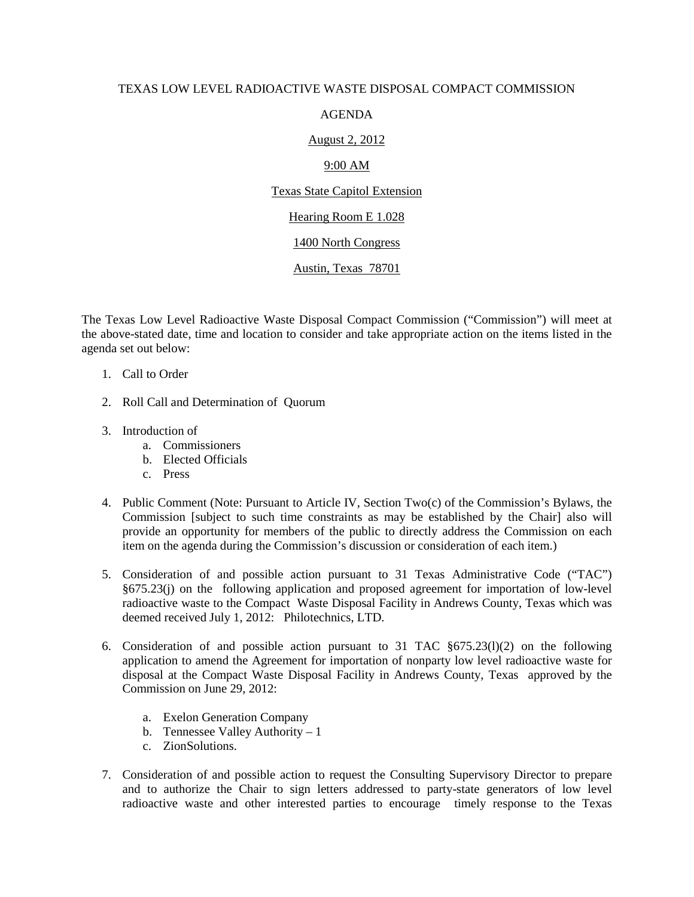TEXAS LOW LEVEL RADIOACTIVE WASTE DISPOSAL COMPACT COMMISSION

AGENDA

August 2, 2012

9:00 AM

Texas State Capitol Extension

Hearing Room E 1.028

1400 North Congress

Austin, Texas 78701

The Texas Low Level Radioactive Waste Disposal Compact Commission ("Commission") will meet at the above-stated date, time and location to consider and take appropriate action on the items listed in the agenda set out below:

1. Call to Order

2. Roll Call and Determination of Quorum

3. Introduction of
   a. Commissioners
   b. Elected Officials
   c. Press

4. Public Comment (Note: Pursuant to Article IV, Section Two(c) of the Commission's Bylaws, the Commission [subject to such time constraints as may be established by the Chair] also will provide an opportunity for members of the public to directly address the Commission on each item on the agenda during the Commission's discussion or consideration of each item.)

5. Consideration of and possible action pursuant to 31 Texas Administrative Code ("TAC") §675.23(j) on the following application and proposed agreement for importation of low-level radioactive waste to the Compact Waste Disposal Facility in Andrews County, Texas which was deemed received July 1, 2012: Philotechnics, LTD.

6. Consideration of and possible action pursuant to 31 TAC §675.23(l)(2) on the following application to amend the Agreement for importation of nonparty low level radioactive waste for disposal at the Compact Waste Disposal Facility in Andrews County, Texas approved by the Commission on June 29, 2012:

   a. Exelon Generation Company
   b. Tennessee Valley Authority – 1
   c. ZionSolutions.

7. Consideration of and possible action to request the Consulting Supervisory Director to prepare and to authorize the Chair to sign letters addressed to party-state generators of low level radioactive waste and other interested parties to encourage timely response to the Texas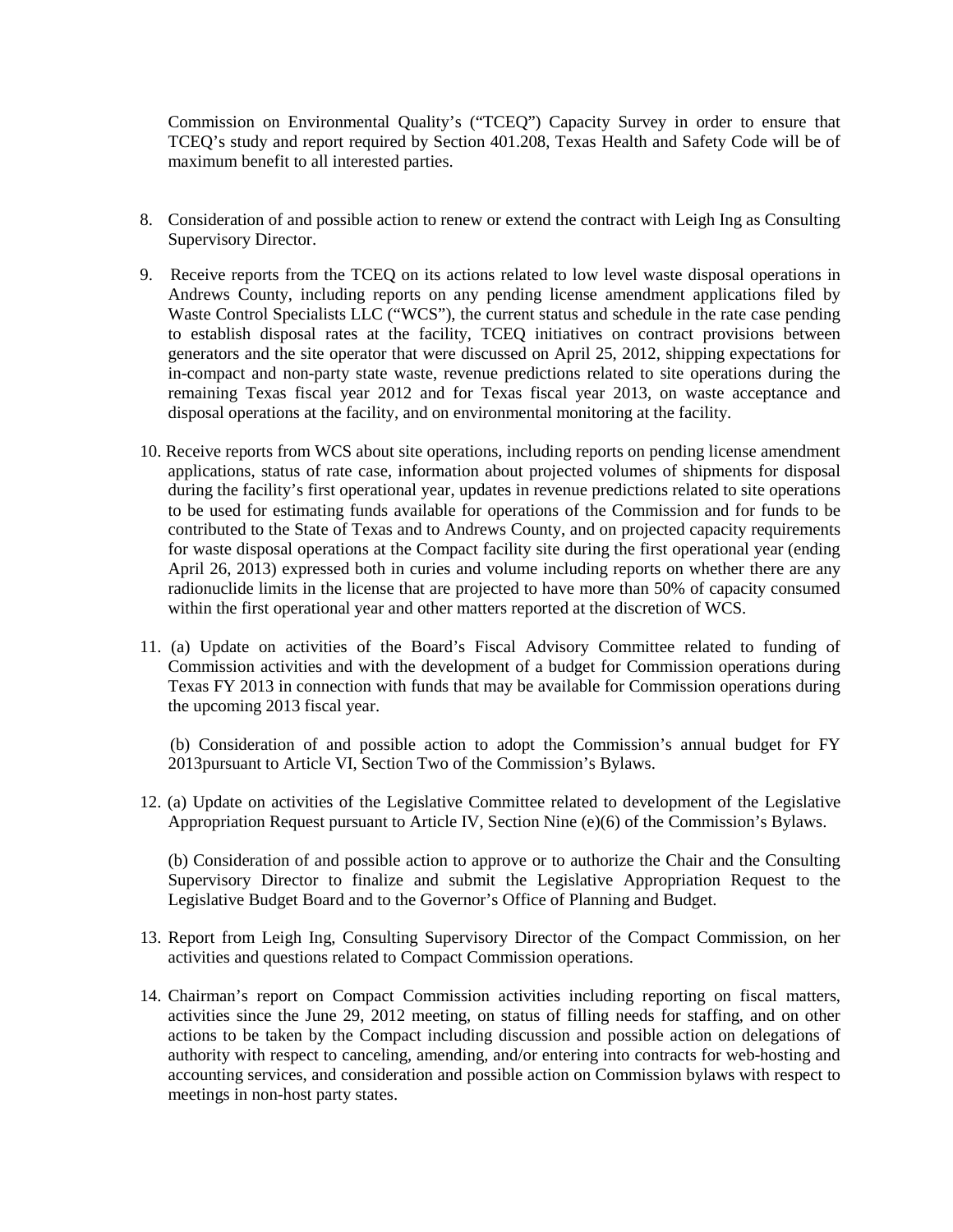Commission on Environmental Quality's ("TCEQ") Capacity Survey in order to ensure that TCEQ's study and report required by Section 401.208, Texas Health and Safety Code will be of maximum benefit to all interested parties.

8. Consideration of and possible action to renew or extend the contract with Leigh Ing as Consulting Supervisory Director.

9. Receive reports from the TCEQ on its actions related to low level waste disposal operations in Andrews County, including reports on any pending license amendment applications filed by Waste Control Specialists LLC ("WCS"), the current status and schedule in the rate case pending to establish disposal rates at the facility, TCEQ initiatives on contract provisions between generators and the site operator that were discussed on April 25, 2012, shipping expectations for in-compact and non-party state waste, revenue predictions related to site operations during the remaining Texas fiscal year 2012 and for Texas fiscal year 2013, on waste acceptance and disposal operations at the facility, and on environmental monitoring at the facility.

10. Receive reports from WCS about site operations, including reports on pending license amendment applications, status of rate case, information about projected volumes of shipments for disposal during the facility's first operational year, updates in revenue predictions related to site operations to be used for estimating funds available for operations of the Commission and for funds to be contributed to the State of Texas and to Andrews County, and on projected capacity requirements for waste disposal operations at the Compact facility site during the first operational year (ending April 26, 2013) expressed both in curies and volume including reports on whether there are any radionuclide limits in the license that are projected to have more than 50% of capacity consumed within the first operational year and other matters reported at the discretion of WCS.

11. (a) Update on activities of the Board's Fiscal Advisory Committee related to funding of Commission activities and with the development of a budget for Commission operations during Texas FY 2013 in connection with funds that may be available for Commission operations during the upcoming 2013 fiscal year.

    (b) Consideration of and possible action to adopt the Commission's annual budget for FY 2013pursuant to Article VI, Section Two of the Commission's Bylaws.

12. (a) Update on activities of the Legislative Committee related to development of the Legislative Appropriation Request pursuant to Article IV, Section Nine (e)(6) of the Commission's Bylaws.

    (b) Consideration of and possible action to approve or to authorize the Chair and the Consulting Supervisory Director to finalize and submit the Legislative Appropriation Request to the Legislative Budget Board and to the Governor's Office of Planning and Budget.

13. Report from Leigh Ing, Consulting Supervisory Director of the Compact Commission, on her activities and questions related to Compact Commission operations.

14. Chairman's report on Compact Commission activities including reporting on fiscal matters, activities since the June 29, 2012 meeting, on status of filling needs for staffing, and on other actions to be taken by the Compact including discussion and possible action on delegations of authority with respect to canceling, amending, and/or entering into contracts for web-hosting and accounting services, and consideration and possible action on Commission bylaws with respect to meetings in non-host party states.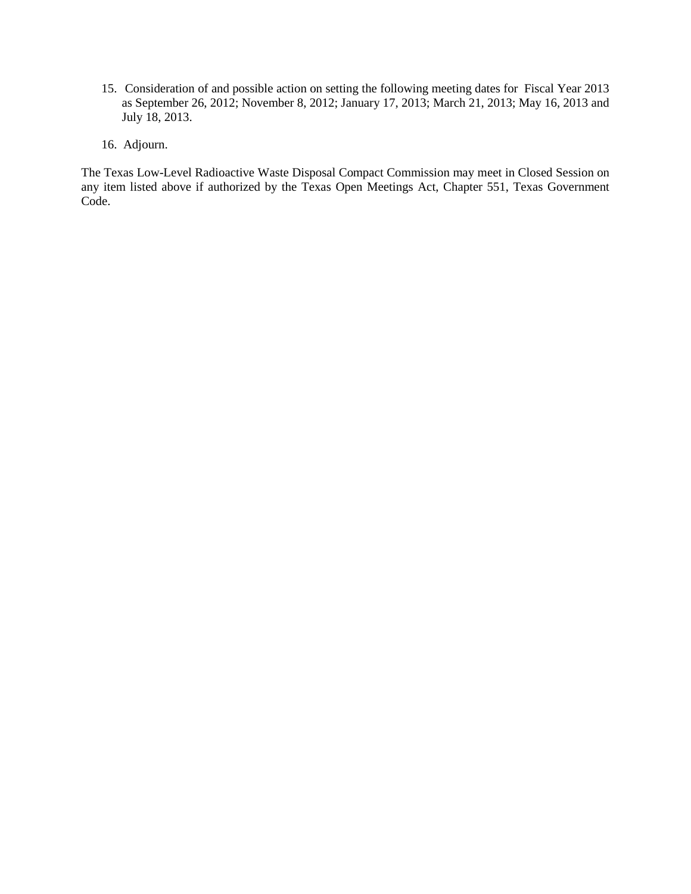15. Consideration of and possible action on setting the following meeting dates for Fiscal Year 2013 as September 26, 2012; November 8, 2012; January 17, 2013; March 21, 2013; May 16, 2013 and July 18, 2013.

16. Adjourn.

The Texas Low-Level Radioactive Waste Disposal Compact Commission may meet in Closed Session on any item listed above if authorized by the Texas Open Meetings Act, Chapter 551, Texas Government Code.